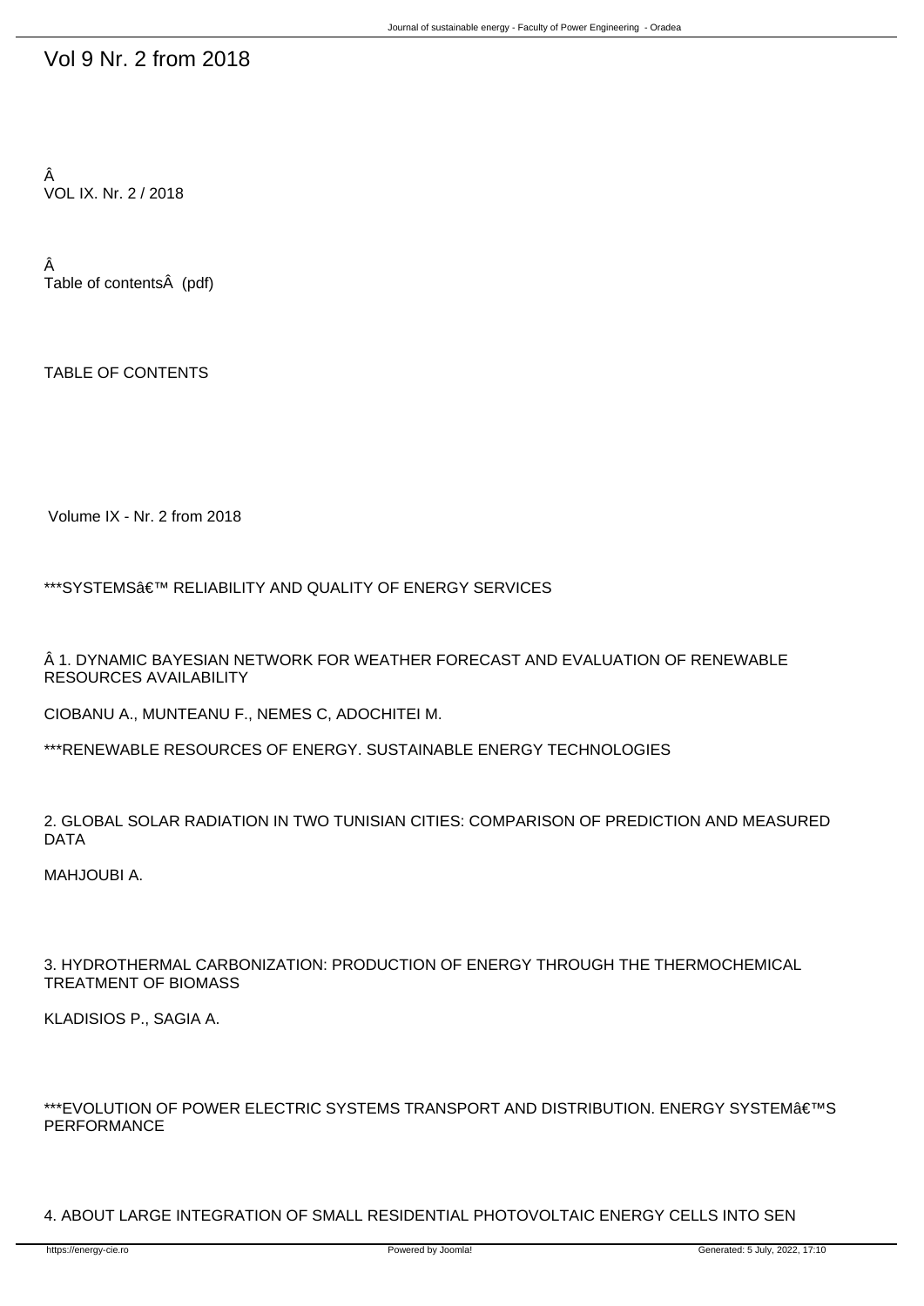# Vol 9 Nr. 2 from 2018

Â
VOL IX. Nr. 2 / 2018

Â
Table of contentsÂ  (pdf)

TABLE OF CONTENTS

Volume IX - Nr. 2 from 2018

***SYSTEMSâ€™ RELIABILITY AND QUALITY OF ENERGY SERVICES

Â 1. DYNAMIC BAYESIAN NETWORK FOR WEATHER FORECAST AND EVALUATION OF RENEWABLE RESOURCES AVAILABILITY

CIOBANU A., MUNTEANU F., NEMES C, ADOCHITEI M.

***RENEWABLE RESOURCES OF ENERGY. SUSTAINABLE ENERGY TECHNOLOGIES

2. GLOBAL SOLAR RADIATION IN TWO TUNISIAN CITIES: COMPARISON OF PREDICTION AND MEASURED DATA

MAHJOUBI A.

3. HYDROTHERMAL CARBONIZATION: PRODUCTION OF ENERGY THROUGH THE THERMOCHEMICAL TREATMENT OF BIOMASS

KLADISIOS P., SAGIA A.

***EVOLUTION OF POWER ELECTRIC SYSTEMS TRANSPORT AND DISTRIBUTION. ENERGY SYSTEMâ€™S PERFORMANCE

4. ABOUT LARGE INTEGRATION OF SMALL RESIDENTIAL PHOTOVOLTAIC ENERGY CELLS INTO SEN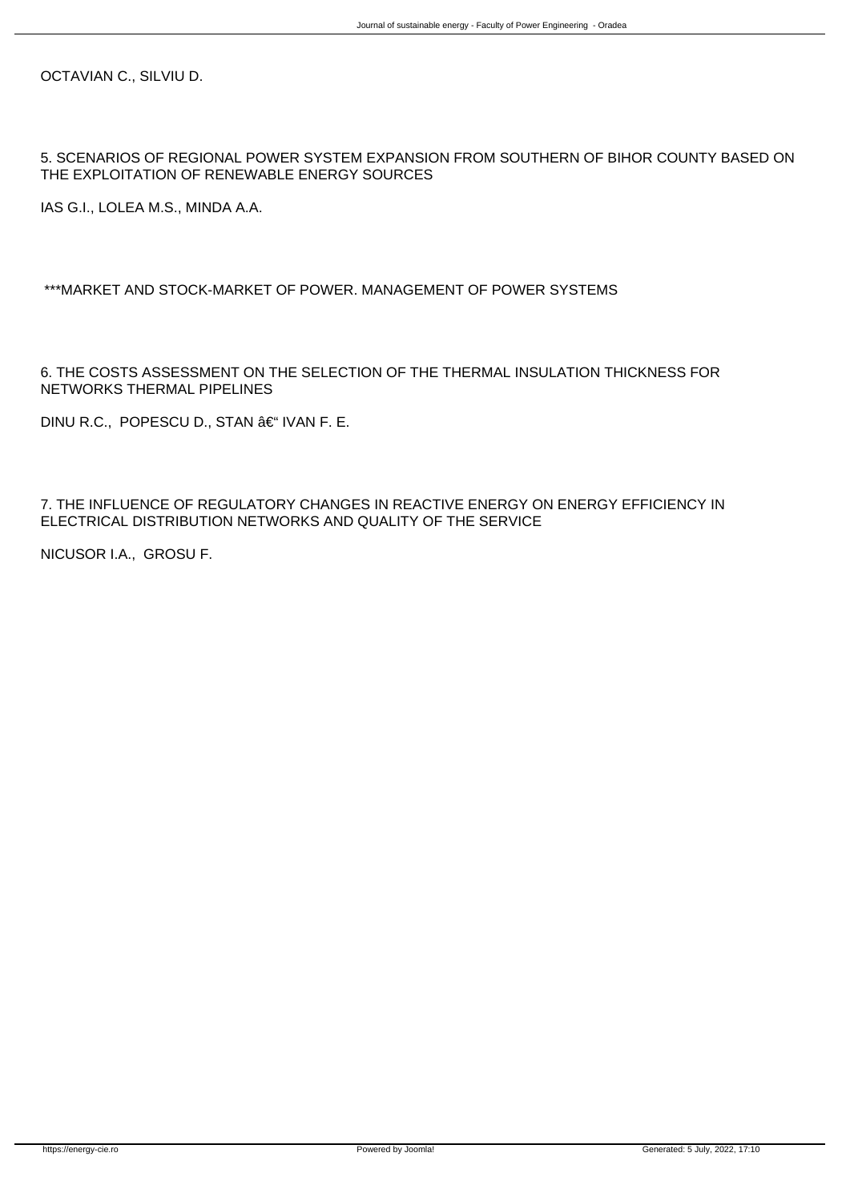OCTAVIAN C., SILVIU D.

5. SCENARIOS OF REGIONAL POWER SYSTEM EXPANSION FROM SOUTHERN OF BIHOR COUNTY BASED ON THE EXPLOITATION OF RENEWABLE ENERGY SOURCES

IAS G.I., LOLEA M.S., MINDA A.A.

***MARKET AND STOCK-MARKET OF POWER. MANAGEMENT OF POWER SYSTEMS

6. THE COSTS ASSESSMENT ON THE SELECTION OF THE THERMAL INSULATION THICKNESS FOR NETWORKS THERMAL PIPELINES

DINU R.C., POPESCU D., STAN â€“ IVAN F. E.

7. THE INFLUENCE OF REGULATORY CHANGES IN REACTIVE ENERGY ON ENERGY EFFICIENCY IN ELECTRICAL DISTRIBUTION NETWORKS AND QUALITY OF THE SERVICE

NICUSOR I.A., GROSU F.